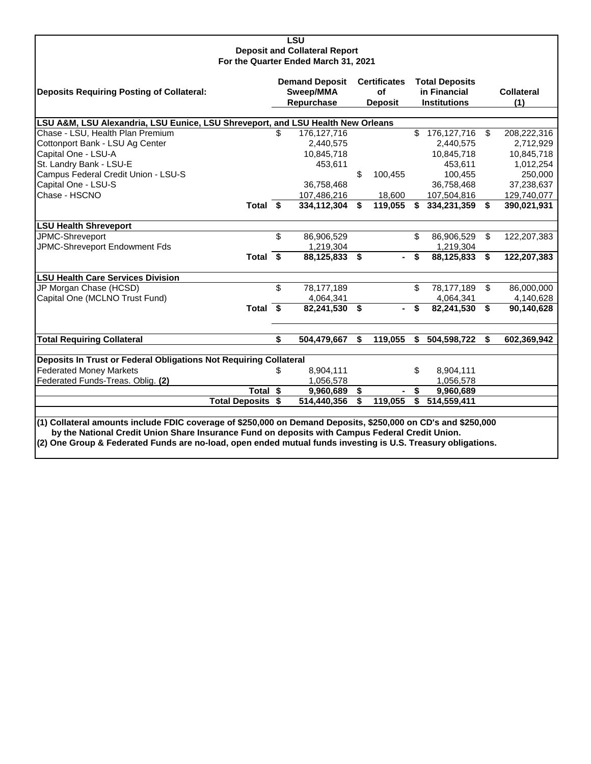# LSU
## Deposit and Collateral Report
### For the Quarter Ended March 31, 2021

| Deposits Requiring Posting of Collateral: | Demand Deposit Sweep/MMA Repurchase | Certificates of Deposit | Total Deposits in Financial Institutions | Collateral (1) |
|---|---|---|---|---|
| **LSU A&M, LSU Alexandria, LSU Eunice, LSU Shreveport, and LSU Health New Orleans** | | | | |
| Chase - LSU, Health Plan Premium | $ 176,127,716 | | $ 176,127,716 | $ 208,222,316 |
| Cottonport Bank - LSU Ag Center | 2,440,575 | | 2,440,575 | 2,712,929 |
| Capital One - LSU-A | 10,845,718 | | 10,845,718 | 10,845,718 |
| St. Landry Bank - LSU-E | 453,611 | | 453,611 | 1,012,254 |
| Campus Federal Credit Union - LSU-S | | $ 100,455 | 100,455 | 250,000 |
| Capital One - LSU-S | 36,758,468 | | 36,758,468 | 37,238,637 |
| Chase - HSCNO | 107,486,216 | 18,600 | 107,504,816 | 129,740,077 |
| **Total** | **$ 334,112,304** | **$ 119,055** | **$ 334,231,359** | **$ 390,021,931** |
| **LSU Health Shreveport** | | | | |
| JPMC-Shreveport | $ 86,906,529 | | $ 86,906,529 | $ 122,207,383 |
| JPMC-Shreveport Endowment Fds | 1,219,304 | | 1,219,304 | |
| **Total** | **$ 88,125,833** | **$ -** | **$ 88,125,833** | **$ 122,207,383** |
| **LSU Health Care Services Division** | | | | |
| JP Morgan Chase (HCSD) | $ 78,177,189 | | $ 78,177,189 | $ 86,000,000 |
| Capital One (MCLNO Trust Fund) | 4,064,341 | | 4,064,341 | 4,140,628 |
| **Total** | **$ 82,241,530** | **$ -** | **$ 82,241,530** | **$ 90,140,628** |
| **Total Requiring Collateral** | **$ 504,479,667** | **$ 119,055** | **$ 504,598,722** | **$ 602,369,942** |
| **Deposits In Trust or Federal Obligations Not Requiring Collateral** | | | | |
| Federated Money Markets | $ 8,904,111 | | $ 8,904,111 | |
| Federated Funds-Treas. Oblig. **(2)** | 1,056,578 | | 1,056,578 | |
| **Total** | **$ 9,960,689** | **$ -** | **$ 9,960,689** | |
| **Total Deposits** | **$ 514,440,356** | **$ 119,055** | **$ 514,559,411** | |

**(1) Collateral amounts include FDIC coverage of $250,000 on Demand Deposits, $250,000 on CD's and $250,000 by the National Credit Union Share Insurance Fund on deposits with Campus Federal Credit Union.**
**(2) One Group & Federated Funds are no-load, open ended mutual funds investing is U.S. Treasury obligations.**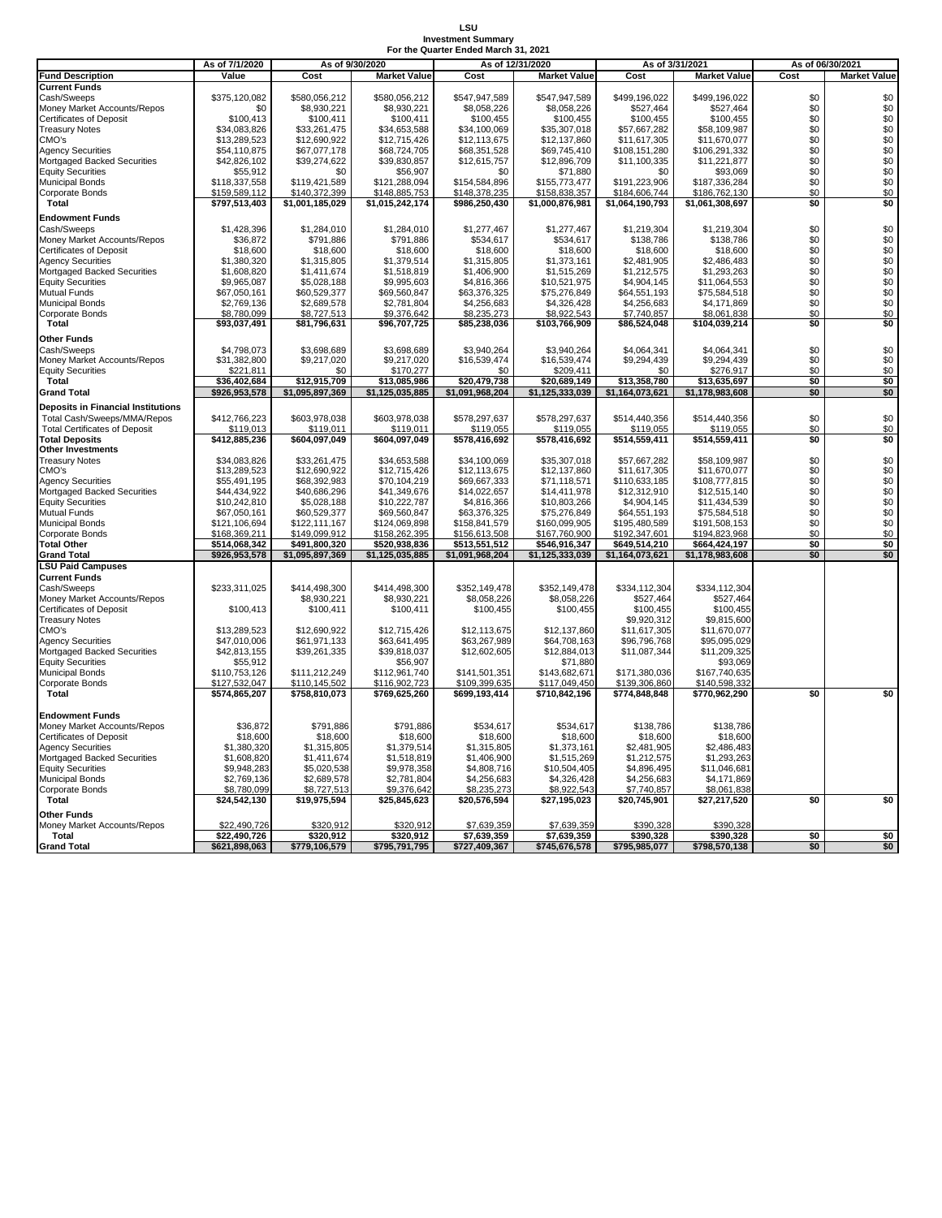**LSU**
**Investment Summary**
**For the Quarter Ended March 31, 2021**

| | As of 7/1/2020 | As of 9/30/2020 | | As of 12/31/2020 | | As of 3/31/2021 | | As of 06/30/2021 | |
|---|---|---|---|---|---|---|---|---|---|
| **Fund Description** | **Value** | **Cost** | **Market Value** | **Cost** | **Market Value** | **Cost** | **Market Value** | **Cost** | **Market Value** |
| **Current Funds** | | | | | | | | | |
| Cash/Sweeps | $375,120,082 | $580,056,212 | $580,056,212 | $547,947,589 | $547,947,589 | $499,196,022 | $499,196,022 | $0 | $0 |
| Money Market Accounts/Repos | $0 | $8,930,221 | $8,930,221 | $8,058,226 | $8,058,226 | $527,464 | $527,464 | $0 | $0 |
| Certificates of Deposit | $100,413 | $100,411 | $100,411 | $100,455 | $100,455 | $100,455 | $100,455 | $0 | $0 |
| Treasury Notes | $34,083,826 | $33,261,475 | $34,653,588 | $34,100,069 | $35,307,018 | $57,667,282 | $58,109,987 | $0 | $0 |
| CMO's | $13,289,523 | $12,690,922 | $12,715,426 | $12,113,675 | $12,137,860 | $11,617,305 | $11,670,077 | $0 | $0 |
| Agency Securities | $54,110,875 | $67,077,178 | $68,724,705 | $68,351,528 | $69,745,410 | $108,151,280 | $106,291,332 | $0 | $0 |
| Mortgaged Backed Securities | $42,826,102 | $39,274,622 | $39,830,857 | $12,615,757 | $12,896,709 | $11,100,335 | $11,221,877 | $0 | $0 |
| Equity Securities | $55,912 | $0 | $56,907 | $0 | $71,880 | $0 | $93,069 | $0 | $0 |
| Municipal Bonds | $118,337,558 | $119,421,589 | $121,288,094 | $154,584,896 | $155,773,477 | $191,223,906 | $187,336,284 | $0 | $0 |
| Corporate Bonds | $159,589,112 | $140,372,399 | $148,885,753 | $148,378,235 | $158,838,357 | $184,606,744 | $186,762,130 | $0 | $0 |
| **Total** | **$797,513,403** | **$1,001,185,029** | **$1,015,242,174** | **$986,250,430** | **$1,000,876,981** | **$1,064,190,793** | **$1,061,308,697** | **$0** | **$0** |
| **Endowment Funds** | | | | | | | | | |
| Cash/Sweeps | $1,428,396 | $1,284,010 | $1,284,010 | $1,277,467 | $1,277,467 | $1,219,304 | $1,219,304 | $0 | $0 |
| Money Market Accounts/Repos | $36,872 | $791,886 | $791,886 | $534,617 | $534,617 | $138,786 | $138,786 | $0 | $0 |
| Certificates of Deposit | $18,600 | $18,600 | $18,600 | $18,600 | $18,600 | $18,600 | $18,600 | $0 | $0 |
| Agency Securities | $1,380,320 | $1,315,805 | $1,379,514 | $1,315,805 | $1,373,161 | $2,481,905 | $2,486,483 | $0 | $0 |
| Mortgaged Backed Securities | $1,608,820 | $1,411,674 | $1,518,819 | $1,406,900 | $1,515,269 | $1,212,575 | $1,293,263 | $0 | $0 |
| Equity Securities | $9,965,087 | $5,028,188 | $9,995,603 | $4,816,366 | $10,521,975 | $4,904,145 | $11,064,553 | $0 | $0 |
| Mutual Funds | $67,050,161 | $60,529,377 | $69,560,847 | $63,376,325 | $75,276,849 | $64,551,193 | $75,584,518 | $0 | $0 |
| Municipal Bonds | $2,769,136 | $2,689,578 | $2,781,804 | $4,256,683 | $4,326,428 | $4,256,683 | $4,171,869 | $0 | $0 |
| Corporate Bonds | $8,780,099 | $8,727,513 | $9,376,642 | $8,235,273 | $8,922,543 | $7,740,857 | $8,061,838 | $0 | $0 |
| **Total** | **$93,037,491** | **$81,796,631** | **$96,707,725** | **$85,238,036** | **$103,766,909** | **$86,524,048** | **$104,039,214** | **$0** | **$0** |
| **Other Funds** | | | | | | | | | |
| Cash/Sweeps | $4,798,073 | $3,698,689 | $3,698,689 | $3,940,264 | $3,940,264 | $4,064,341 | $4,064,341 | $0 | $0 |
| Money Market Accounts/Repos | $31,382,800 | $9,217,020 | $9,217,020 | $16,539,474 | $16,539,474 | $9,294,439 | $9,294,439 | $0 | $0 |
| Equity Securities | $221,811 | $0 | $170,277 | $0 | $209,411 | $0 | $276,917 | $0 | $0 |
| **Total** | **$36,402,684** | **$12,915,709** | **$13,085,986** | **$20,479,738** | **$20,689,149** | **$13,358,780** | **$13,635,697** | **$0** | **$0** |
| **Grand Total** | **$926,953,578** | **$1,095,897,369** | **$1,125,035,885** | **$1,091,968,204** | **$1,125,333,039** | **$1,164,073,621** | **$1,178,983,608** | **$0** | **$0** |
| **Deposits in Financial Institutions** | | | | | | | | | |
| Total Cash/Sweeps/MMA/Repos | $412,766,223 | $603,978,038 | $603,978,038 | $578,297,637 | $578,297,637 | $514,440,356 | $514,440,356 | $0 | $0 |
| Total Certificates of Deposit | $119,013 | $119,011 | $119,011 | $119,055 | $119,055 | $119,055 | $119,055 | $0 | $0 |
| **Total Deposits** | **$412,885,236** | **$604,097,049** | **$604,097,049** | **$578,416,692** | **$578,416,692** | **$514,559,411** | **$514,559,411** | **$0** | **$0** |
| **Other Investments** | | | | | | | | | |
| Treasury Notes | $34,083,826 | $33,261,475 | $34,653,588 | $34,100,069 | $35,307,018 | $57,667,282 | $58,109,987 | $0 | $0 |
| CMO's | $13,289,523 | $12,690,922 | $12,715,426 | $12,113,675 | $12,137,860 | $11,617,305 | $11,670,077 | $0 | $0 |
| Agency Securities | $55,491,195 | $68,392,983 | $70,104,219 | $69,667,333 | $71,118,571 | $110,633,185 | $108,777,815 | $0 | $0 |
| Mortgaged Backed Securities | $44,434,922 | $40,686,296 | $41,349,676 | $14,022,657 | $14,411,978 | $12,312,910 | $12,515,140 | $0 | $0 |
| Equity Securities | $10,242,810 | $5,028,188 | $10,222,787 | $4,816,366 | $10,803,266 | $4,904,145 | $11,434,539 | $0 | $0 |
| Mutual Funds | $67,050,161 | $60,529,377 | $69,560,847 | $63,376,325 | $75,276,849 | $64,551,193 | $75,584,518 | $0 | $0 |
| Municipal Bonds | $121,106,694 | $122,111,167 | $124,069,898 | $158,841,579 | $160,099,905 | $195,480,589 | $191,508,153 | $0 | $0 |
| Corporate Bonds | $168,369,211 | $149,099,912 | $158,262,395 | $156,613,508 | $167,760,900 | $192,347,601 | $194,823,968 | $0 | $0 |
| **Total Other** | **$514,068,342** | **$491,800,320** | **$520,938,836** | **$513,551,512** | **$546,916,347** | **$649,514,210** | **$664,424,197** | **$0** | **$0** |
| **Grand Total** | **$926,953,578** | **$1,095,897,369** | **$1,125,035,885** | **$1,091,968,204** | **$1,125,333,039** | **$1,164,073,621** | **$1,178,983,608** | **$0** | **$0** |
| **LSU Paid Campuses** | | | | | | | | | |
| **Current Funds** | | | | | | | | | |
| Cash/Sweeps | $233,311,025 | $414,498,300 | $414,498,300 | $352,149,478 | $352,149,478 | $334,112,304 | $334,112,304 | | |
| Money Market Accounts/Repos | | $8,930,221 | $8,930,221 | $8,058,226 | $8,058,226 | $527,464 | $527,464 | | |
| Certificates of Deposit | $100,413 | $100,411 | $100,411 | $100,455 | $100,455 | $100,455 | $100,455 | | |
| Treasury Notes | | | | | | $9,920,312 | $9,815,600 | | |
| CMO's | $13,289,523 | $12,690,922 | $12,715,426 | $12,113,675 | $12,137,860 | $11,617,305 | $11,670,077 | | |
| Agency Securities | $47,010,006 | $61,971,133 | $63,641,495 | $63,267,989 | $64,708,163 | $96,796,768 | $95,095,029 | | |
| Mortgaged Backed Securities | $42,813,155 | $39,261,335 | $39,818,037 | $12,602,605 | $12,884,013 | $11,087,344 | $11,209,325 | | |
| Equity Securities | $55,912 | | $56,907 | | $71,880 | | $93,069 | | |
| Municipal Bonds | $110,753,126 | $111,212,249 | $112,961,740 | $141,501,351 | $143,682,671 | $171,380,036 | $167,740,635 | | |
| Corporate Bonds | $127,532,047 | $110,145,502 | $116,902,723 | $109,399,635 | $117,049,450 | $139,306,860 | $140,598,332 | | |
| **Total** | **$574,865,207** | **$758,810,073** | **$769,625,260** | **$699,193,414** | **$710,842,196** | **$774,848,848** | **$770,962,290** | **$0** | **$0** |
| **Endowment Funds** | | | | | | | | | |
| Money Market Accounts/Repos | $36,872 | $791,886 | $791,886 | $534,617 | $534,617 | $138,786 | $138,786 | | |
| Certificates of Deposit | $18,600 | $18,600 | $18,600 | $18,600 | $18,600 | $18,600 | $18,600 | | |
| Agency Securities | $1,380,320 | $1,315,805 | $1,379,514 | $1,315,805 | $1,373,161 | $2,481,905 | $2,486,483 | | |
| Mortgaged Backed Securities | $1,608,820 | $1,411,674 | $1,518,819 | $1,406,900 | $1,515,269 | $1,212,575 | $1,293,263 | | |
| Equity Securities | $9,948,283 | $5,020,538 | $9,978,358 | $4,808,716 | $10,504,405 | $4,896,495 | $11,046,681 | | |
| Municipal Bonds | $2,769,136 | $2,689,578 | $2,781,804 | $4,256,683 | $4,326,428 | $4,256,683 | $4,171,869 | | |
| Corporate Bonds | $8,780,099 | $8,727,513 | $9,376,642 | $8,235,273 | $8,922,543 | $7,740,857 | $8,061,838 | | |
| **Total** | **$24,542,130** | **$19,975,594** | **$25,845,623** | **$20,576,594** | **$27,195,023** | **$20,745,901** | **$27,217,520** | **$0** | **$0** |
| **Other Funds** | | | | | | | | | |
| Money Market Accounts/Repos | $22,490,726 | $320,912 | $320,912 | $7,639,359 | $7,639,359 | $390,328 | $390,328 | | |
| **Total** | **$22,490,726** | **$320,912** | **$320,912** | **$7,639,359** | **$7,639,359** | **$390,328** | **$390,328** | **$0** | **$0** |
| **Grand Total** | **$621,898,063** | **$779,106,579** | **$795,791,795** | **$727,409,367** | **$745,676,578** | **$795,985,077** | **$798,570,138** | **$0** | **$0** |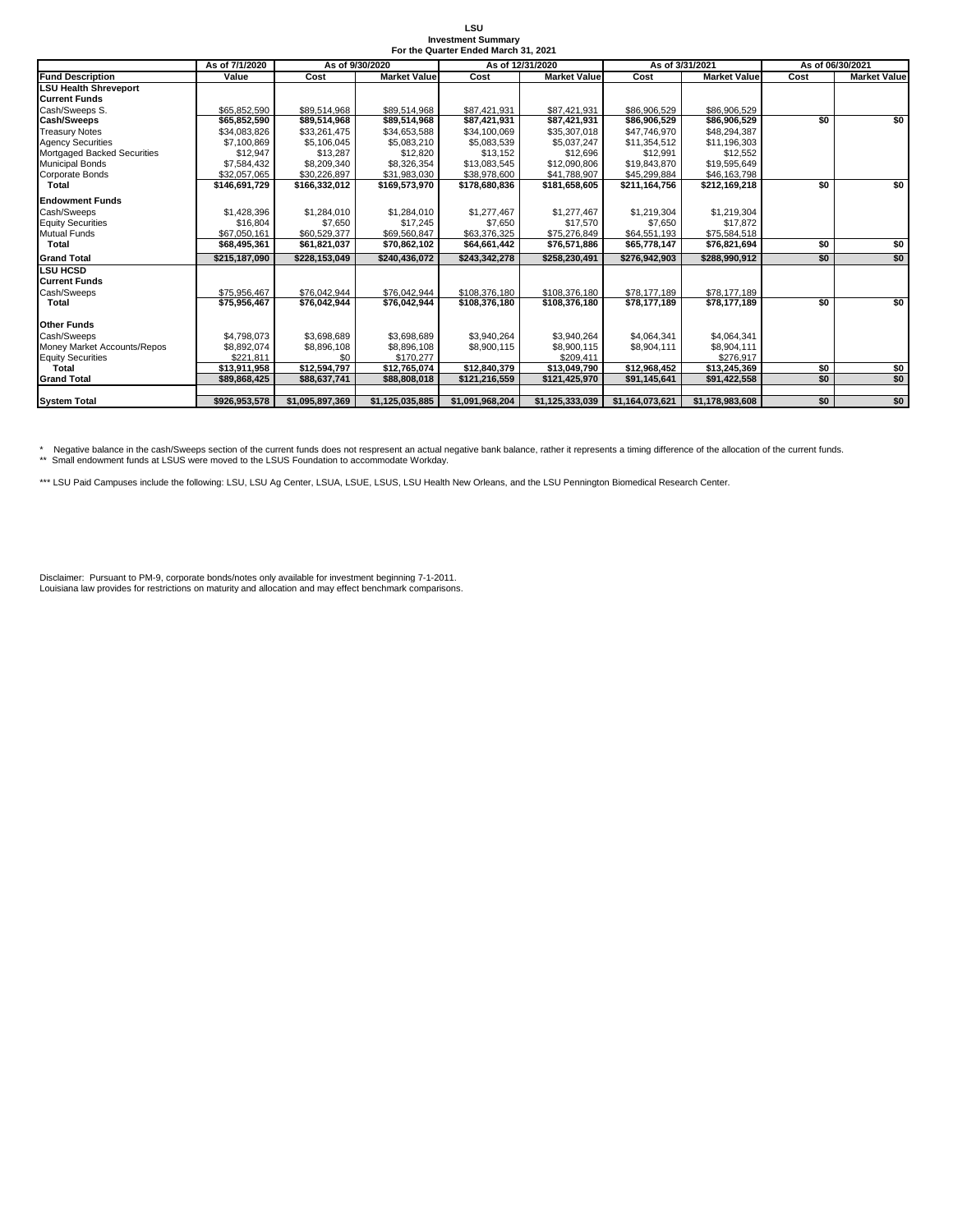**LSU**
**Investment Summary**
**For the Quarter Ended March 31, 2021**

| | As of 7/1/2020 | As of 9/30/2020 | | As of 12/31/2020 | | As of 3/31/2021 | | As of 06/30/2021 | |
|---|---|---|---|---|---|---|---|---|---|
| **Fund Description** | **Value** | **Cost** | **Market Value** | **Cost** | **Market Value** | **Cost** | **Market Value** | **Cost** | **Market Value** |
| **LSU Health Shreveport** | | | | | | | | | |
| **Current Funds** | | | | | | | | | |
| Cash/Sweeps S. | $65,852,590 | $89,514,968 | $89,514,968 | $87,421,931 | $87,421,931 | $86,906,529 | $86,906,529 | | |
| **Cash/Sweeps** | **$65,852,590** | **$89,514,968** | **$89,514,968** | **$87,421,931** | **$87,421,931** | **$86,906,529** | **$86,906,529** | **$0** | **$0** |
| Treasury Notes | $34,083,826 | $33,261,475 | $34,653,588 | $34,100,069 | $35,307,018 | $47,746,970 | $48,294,387 | | |
| Agency Securities | $7,100,869 | $5,106,045 | $5,083,210 | $5,083,539 | $5,037,247 | $11,354,512 | $11,196,303 | | |
| Mortgaged Backed Securities | $12,947 | $13,287 | $12,820 | $13,152 | $12,696 | $12,991 | $12,552 | | |
| Municipal Bonds | $7,584,432 | $8,209,340 | $8,326,354 | $13,083,545 | $12,090,806 | $19,843,870 | $19,595,649 | | |
| Corporate Bonds | $32,057,065 | $30,226,897 | $31,983,030 | $38,978,600 | $41,788,907 | $45,299,884 | $46,163,798 | | |
| **Total** | **$146,691,729** | **$166,332,012** | **$169,573,970** | **$178,680,836** | **$181,658,605** | **$211,164,756** | **$212,169,218** | **$0** | **$0** |
| **Endowment Funds** | | | | | | | | | |
| Cash/Sweeps | $1,428,396 | $1,284,010 | $1,284,010 | $1,277,467 | $1,277,467 | $1,219,304 | $1,219,304 | | |
| Equity Securities | $16,804 | $7,650 | $17,245 | $7,650 | $17,570 | $7,650 | $17,872 | | |
| Mutual Funds | $67,050,161 | $60,529,377 | $69,560,847 | $63,376,325 | $75,276,849 | $64,551,193 | $75,584,518 | | |
| **Total** | **$68,495,361** | **$61,821,037** | **$70,862,102** | **$64,661,442** | **$76,571,886** | **$65,778,147** | **$76,821,694** | **$0** | **$0** |
| **Grand Total** | **$215,187,090** | **$228,153,049** | **$240,436,072** | **$243,342,278** | **$258,230,491** | **$276,942,903** | **$288,990,912** | **$0** | **$0** |
| **LSU HCSD** | | | | | | | | | |
| **Current Funds** | | | | | | | | | |
| Cash/Sweeps | $75,956,467 | $76,042,944 | $76,042,944 | $108,376,180 | $108,376,180 | $78,177,189 | $78,177,189 | | |
| **Total** | **$75,956,467** | **$76,042,944** | **$76,042,944** | **$108,376,180** | **$108,376,180** | **$78,177,189** | **$78,177,189** | **$0** | **$0** |
| **Other Funds** | | | | | | | | | |
| Cash/Sweeps | $4,798,073 | $3,698,689 | $3,698,689 | $3,940,264 | $3,940,264 | $4,064,341 | $4,064,341 | | |
| Money Market Accounts/Repos | $8,892,074 | $8,896,108 | $8,896,108 | $8,900,115 | $8,900,115 | $8,904,111 | $8,904,111 | | |
| Equity Securities | $221,811 | $0 | $170,277 | | $209,411 | | $276,917 | | |
| **Total** | **$13,911,958** | **$12,594,797** | **$12,765,074** | **$12,840,379** | **$13,049,790** | **$12,968,452** | **$13,245,369** | **$0** | **$0** |
| **Grand Total** | **$89,868,425** | **$88,637,741** | **$88,808,018** | **$121,216,559** | **$121,425,970** | **$91,145,641** | **$91,422,558** | **$0** | **$0** |
| **System Total** | **$926,953,578** | **$1,095,897,369** | **$1,125,035,885** | **$1,091,968,204** | **$1,125,333,039** | **$1,164,073,621** | **$1,178,983,608** | **$0** | **$0** |

\* Negative balance in the cash/Sweeps section of the current funds does not respresent an actual negative bank balance, rather it represents a timing difference of the allocation of the current funds.
\*\* Small endowment funds at LSUS were moved to the LSUS Foundation to accommodate Workday.

\*\*\* LSU Paid Campuses include the following: LSU, LSU Ag Center, LSUA, LSUE, LSUS, LSU Health New Orleans, and the LSU Pennington Biomedical Research Center.

Disclaimer: Pursuant to PM-9, corporate bonds/notes only available for investment beginning 7-1-2011.
Louisiana law provides for restrictions on maturity and allocation and may effect benchmark comparisons.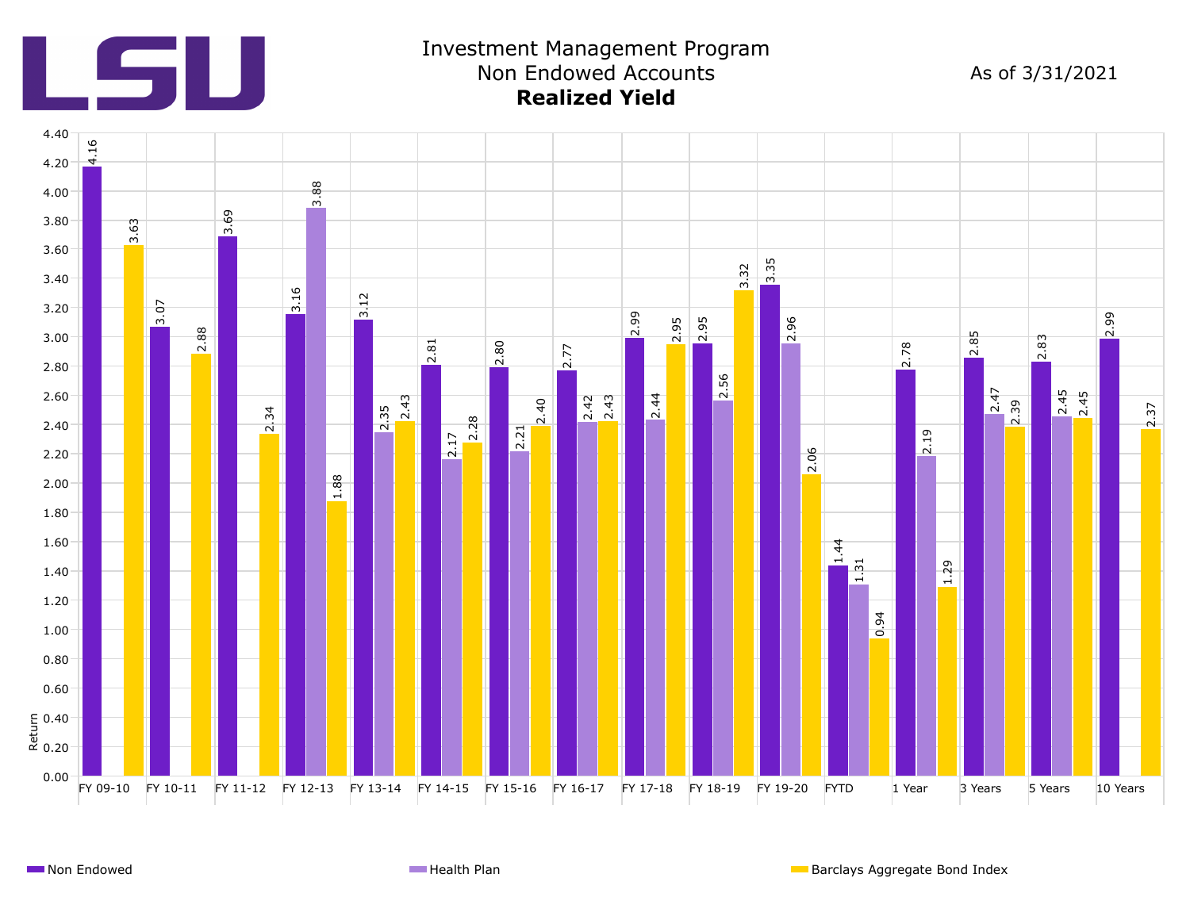# Investment Management Program
## Non Endowed Accounts
### **Realized Yield**

As of 3/31/2021

| Period | Non Endowed | Health Plan | Barclays Aggregate Bond Index |
|---|---|---|---|
| FY 09-10 | 4.16 | | 3.63 |
| FY 10-11 | 3.07 | | 2.88 |
| FY 11-12 | 3.69 | | 2.34 |
| FY 12-13 | 3.16 | 3.88 | 1.88 |
| FY 13-14 | 3.12 | 2.35 | 2.43 |
| FY 14-15 | 2.81 | 2.17 | 2.28 |
| FY 15-16 | 2.80 | 2.21 | 2.40 |
| FY 16-17 | 2.77 | 2.42 | 2.43 |
| FY 17-18 | 2.99 | 2.44 | 2.95 |
| FY 18-19 | 2.95 | 2.56 | 3.32 |
| FY 19-20 | 3.35 | 2.96 | 2.06 |
| FYTD | 1.44 | 1.31 | 0.94 |
| 1 Year | 2.78 | 2.19 | 1.29 |
| 3 Years | 2.85 | 2.47 | 2.39 |
| 5 Years | 2.83 | 2.45 | 2.45 |
| 10 Years | 2.99 | | 2.37 |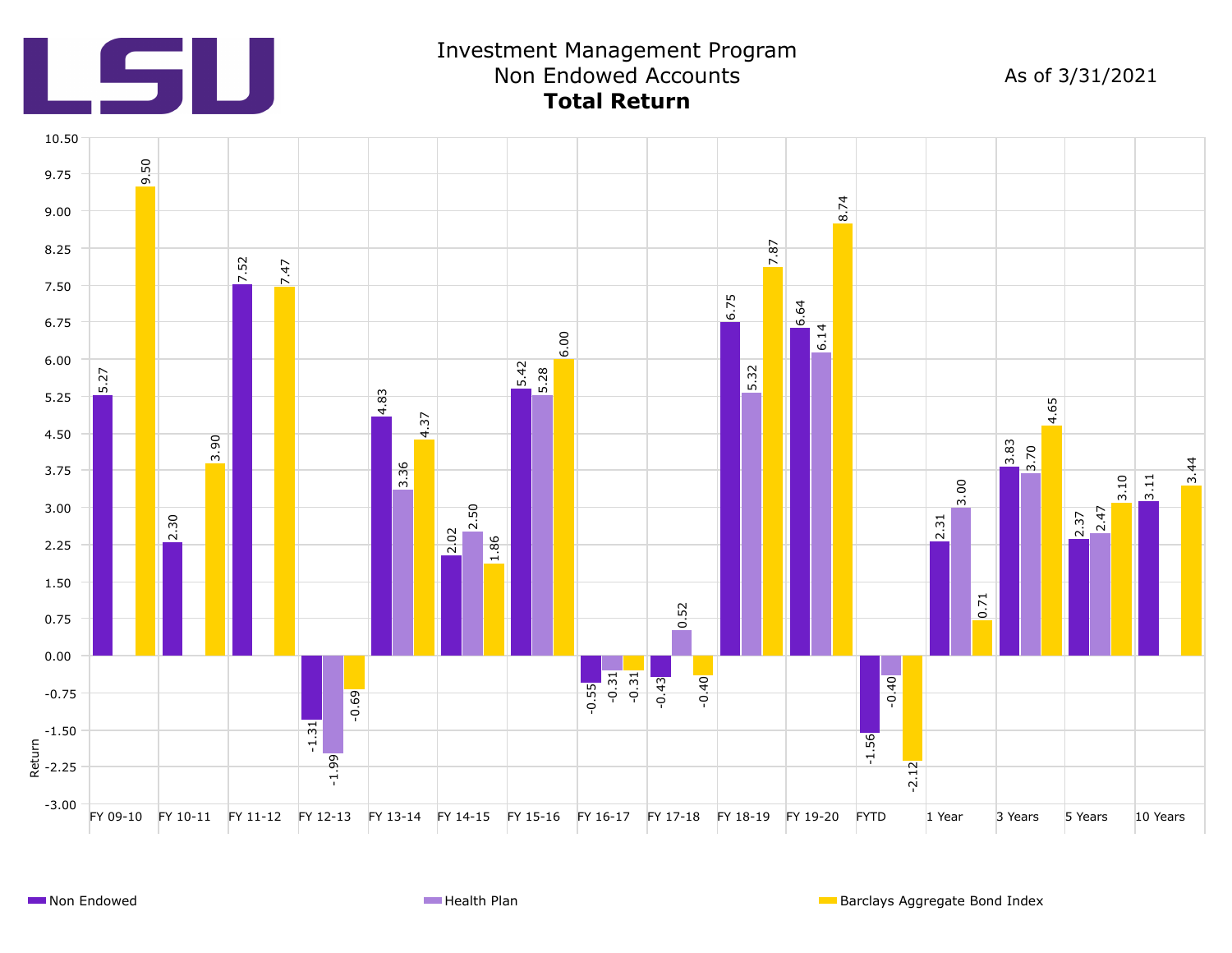LSU

# Investment Management Program
## Non Endowed Accounts
### **Total Return**

As of 3/31/2021

| Period | Non Endowed | Health Plan | Barclays Aggregate Bond Index |
|---|---|---|---|
| FY 09-10 | 5.27 | | 9.50 |
| FY 10-11 | 2.30 | | 3.90 |
| FY 11-12 | 7.52 | | 7.47 |
| FY 12-13 | -1.31 | -1.99 | -0.69 |
| FY 13-14 | 4.83 | 3.36 | 4.37 |
| FY 14-15 | 2.02 | 2.50 | 1.86 |
| FY 15-16 | 5.42 | 5.28 | 6.00 |
| FY 16-17 | -0.55 | -0.31 | -0.31 |
| FY 17-18 | -0.43 | 0.52 | -0.40 |
| FY 18-19 | 6.75 | 5.32 | 7.87 |
| FY 19-20 | 6.64 | 6.14 | 8.74 |
| FYTD | -1.56 | -0.40 | -2.12 |
| 1 Year | 2.31 | 3.00 | 0.71 |
| 3 Years | 3.83 | 3.70 | 4.65 |
| 5 Years | 2.37 | 2.47 | 3.10 |
| 10 Years | 3.11 | | 3.44 |

Return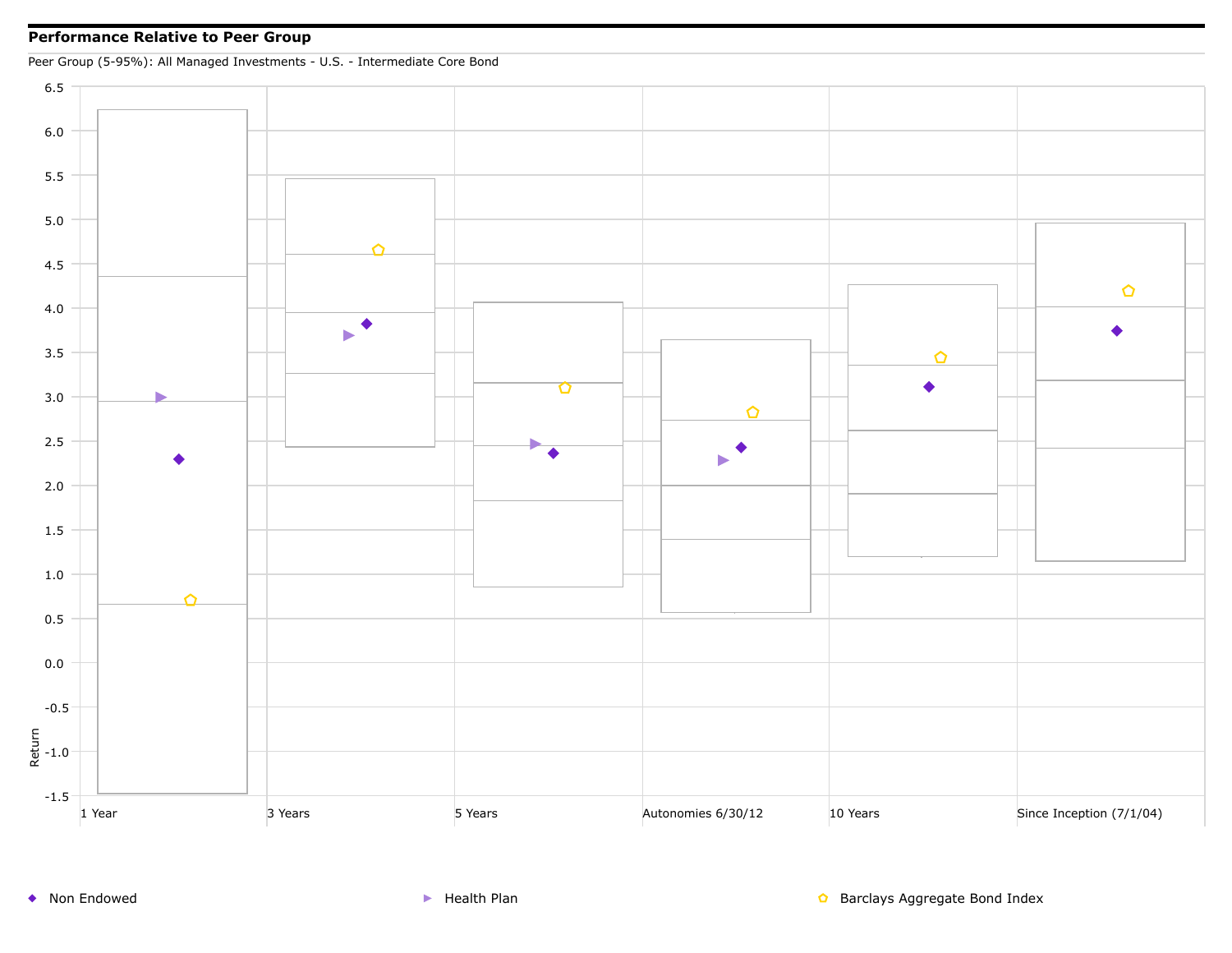## Performance Relative to Peer Group

Peer Group (5-95%): All Managed Investments - U.S. - Intermediate Core Bond

Return

6.5
6.0
5.5
5.0
4.5
4.0
3.5
3.0
2.5
2.0
1.5
1.0
0.5
0.0
-0.5
-1.0
-1.5

1 Year | 3 Years | 5 Years | Autonomies 6/30/12 | 10 Years | Since Inception (7/1/04)

◆ Non Endowed ▶ Health Plan ⬠ Barclays Aggregate Bond Index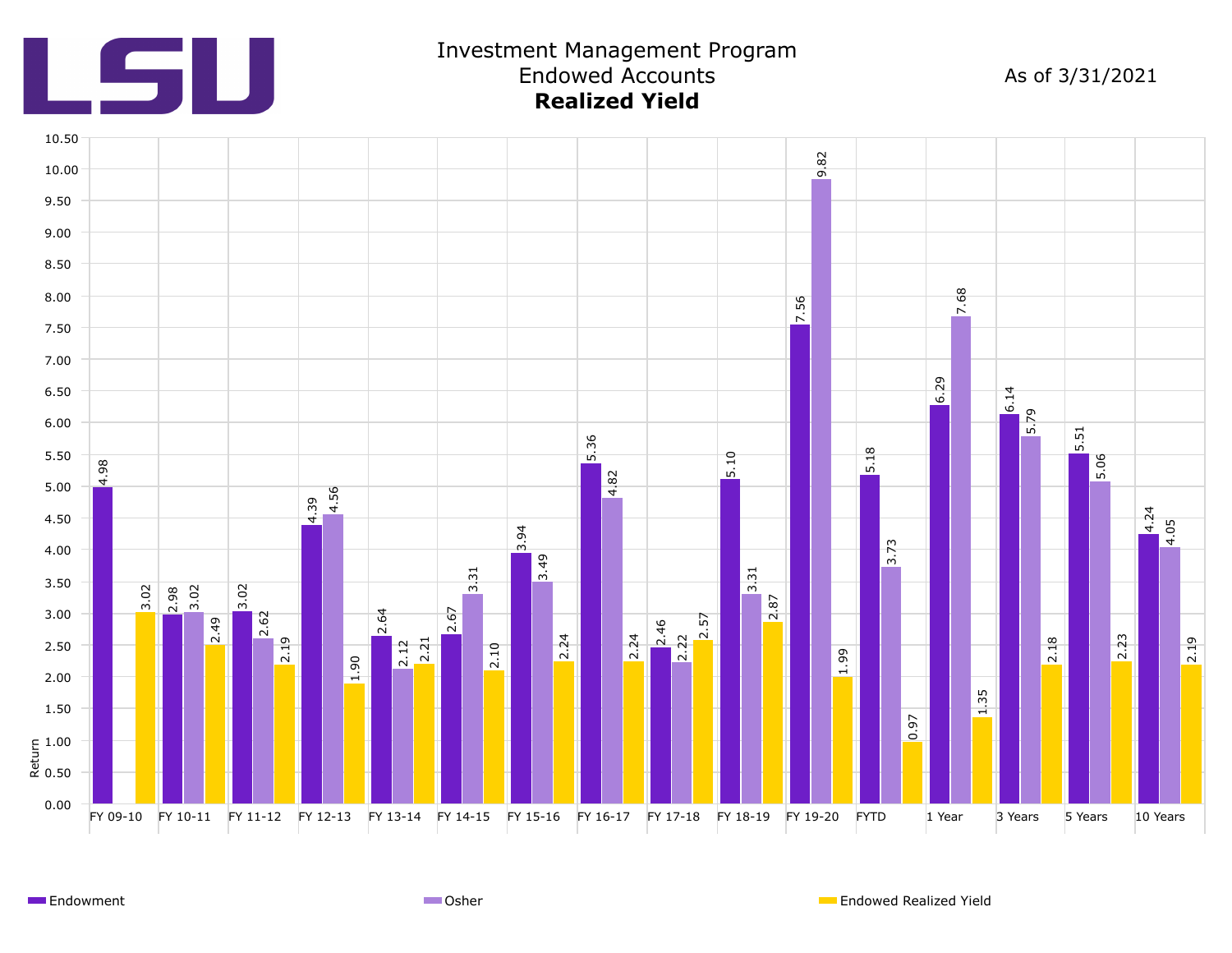# Investment Management Program
## Endowed Accounts
### **Realized Yield**

As of 3/31/2021

| Period | Endowment | Osher | Endowed Realized Yield |
|---|---|---|---|
| FY 09-10 | 4.98 | | 3.02 |
| FY 10-11 | 2.98 | 3.02 | 2.49 |
| FY 11-12 | 3.02 | 2.62 | 2.19 |
| FY 12-13 | 4.39 | 4.56 | 1.90 |
| FY 13-14 | 2.64 | 2.12 | 2.21 |
| FY 14-15 | 2.67 | 3.31 | 2.10 |
| FY 15-16 | 3.94 | 3.49 | 2.24 |
| FY 16-17 | 5.36 | 4.82 | 2.24 |
| FY 17-18 | 2.46 | 2.22 | 2.57 |
| FY 18-19 | 5.10 | 3.31 | 2.87 |
| FY 19-20 | 7.56 | 9.82 | 1.99 |
| FYTD | 5.18 | 3.73 | 0.97 |
| 1 Year | 6.29 | 7.68 | 1.35 |
| 3 Years | 6.14 | 5.79 | 2.18 |
| 5 Years | 5.51 | 5.06 | 2.23 |
| 10 Years | 4.24 | 4.05 | 2.19 |

Return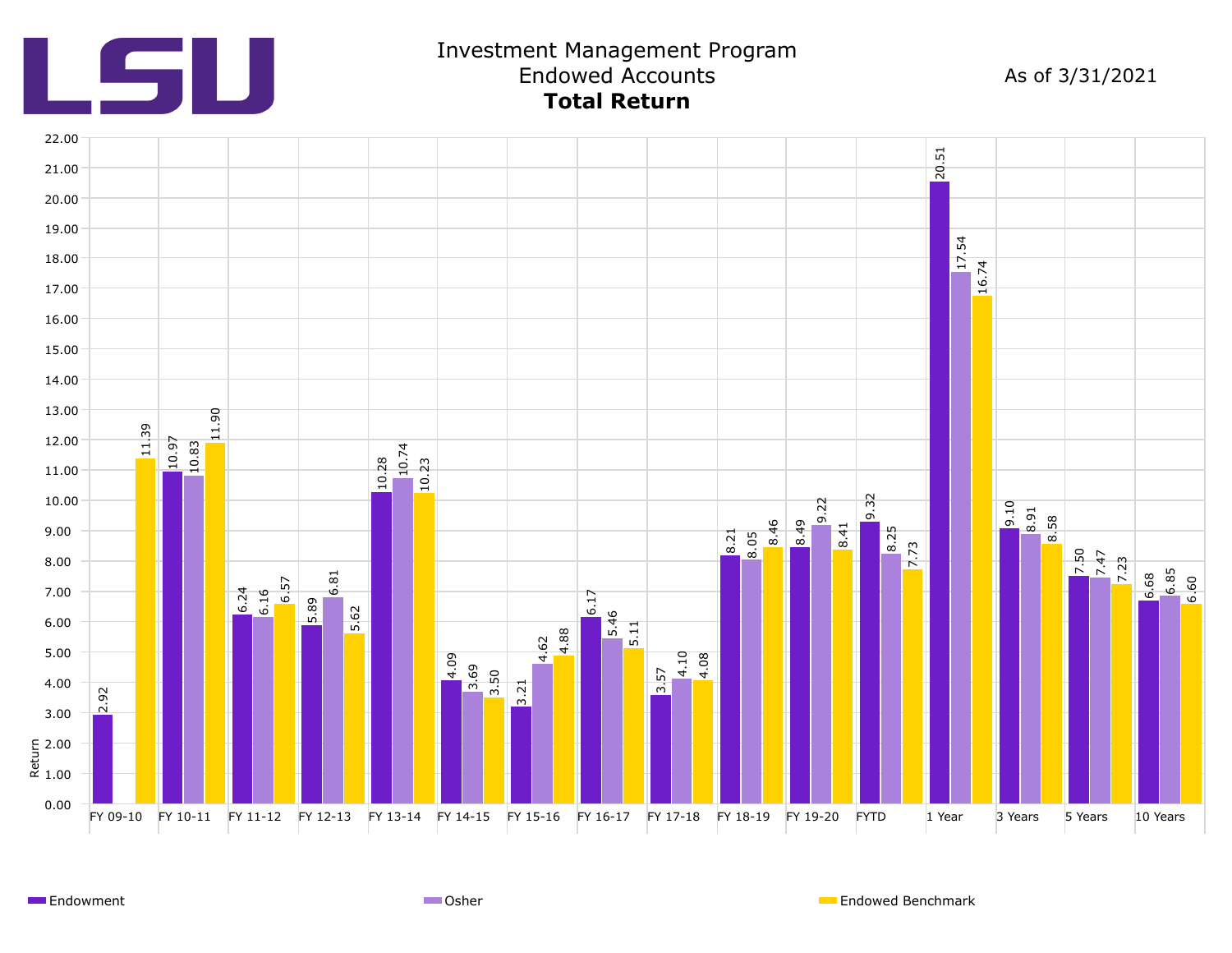LSU

# Investment Management Program
## Endowed Accounts
**Total Return**

As of 3/31/2021

Return

22.00
21.00
20.00
19.00
18.00
17.00
16.00
15.00
14.00
13.00
12.00
11.00
10.00
9.00
8.00
7.00
6.00
5.00
4.00
3.00
2.00
1.00
0.00

FY 09-10: 2.92, 11.39
FY 10-11: 10.97, 10.83, 11.90
FY 11-12: 6.24, 6.16, 6.57
FY 12-13: 5.89, 6.81, 5.62
FY 13-14: 10.28, 10.74, 10.23
FY 14-15: 4.09, 3.69, 3.50
FY 15-16: 3.21, 4.62, 4.88
FY 16-17: 6.17, 5.46, 5.11
FY 17-18: 3.57, 4.10, 4.08
FY 18-19: 8.21, 8.05, 8.46
FY 19-20: 8.49, 9.22, 8.41
FYTD: 9.32, 8.25, 7.73
1 Year: 20.51, 17.54, 16.74
3 Years: 9.10, 8.91, 8.58
5 Years: 7.50, 7.47, 7.23
10 Years: 6.68, 6.85, 6.60

Endowment
Osher
Endowed Benchmark